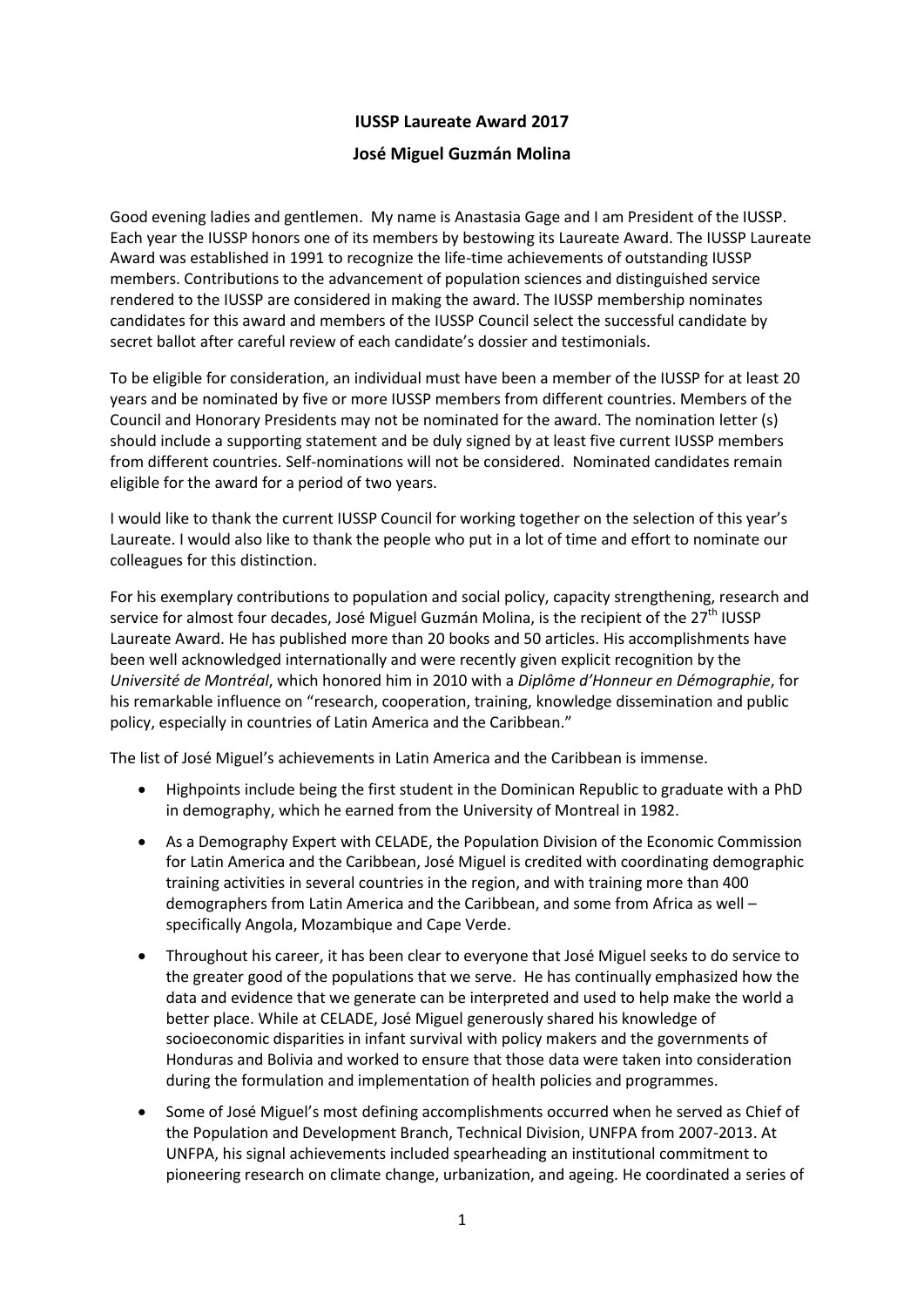**IUSSP Laureate Award 2017**

**José Miguel Guzmán Molina**

Good evening ladies and gentlemen. My name is Anastasia Gage and I am President of the IUSSP. Each year the IUSSP honors one of its members by bestowing its Laureate Award. The IUSSP Laureate Award was established in 1991 to recognize the life-time achievements of outstanding IUSSP members. Contributions to the advancement of population sciences and distinguished service rendered to the IUSSP are considered in making the award. The IUSSP membership nominates candidates for this award and members of the IUSSP Council select the successful candidate by secret ballot after careful review of each candidate's dossier and testimonials.

To be eligible for consideration, an individual must have been a member of the IUSSP for at least 20 years and be nominated by five or more IUSSP members from different countries. Members of the Council and Honorary Presidents may not be nominated for the award. The nomination letter (s) should include a supporting statement and be duly signed by at least five current IUSSP members from different countries. Self-nominations will not be considered. Nominated candidates remain eligible for the award for a period of two years.

I would like to thank the current IUSSP Council for working together on the selection of this year's Laureate. I would also like to thank the people who put in a lot of time and effort to nominate our colleagues for this distinction.

For his exemplary contributions to population and social policy, capacity strengthening, research and service for almost four decades, José Miguel Guzmán Molina, is the recipient of the 27th IUSSP Laureate Award. He has published more than 20 books and 50 articles. His accomplishments have been well acknowledged internationally and were recently given explicit recognition by the *Université de Montréal*, which honored him in 2010 with a *Diplôme d'Honneur en Démographie*, for his remarkable influence on "research, cooperation, training, knowledge dissemination and public policy, especially in countries of Latin America and the Caribbean."

The list of José Miguel's achievements in Latin America and the Caribbean is immense.

- Highpoints include being the first student in the Dominican Republic to graduate with a PhD in demography, which he earned from the University of Montreal in 1982.
- As a Demography Expert with CELADE, the Population Division of the Economic Commission for Latin America and the Caribbean, José Miguel is credited with coordinating demographic training activities in several countries in the region, and with training more than 400 demographers from Latin America and the Caribbean, and some from Africa as well – specifically Angola, Mozambique and Cape Verde.
- Throughout his career, it has been clear to everyone that José Miguel seeks to do service to the greater good of the populations that we serve. He has continually emphasized how the data and evidence that we generate can be interpreted and used to help make the world a better place. While at CELADE, José Miguel generously shared his knowledge of socioeconomic disparities in infant survival with policy makers and the governments of Honduras and Bolivia and worked to ensure that those data were taken into consideration during the formulation and implementation of health policies and programmes.
- Some of José Miguel's most defining accomplishments occurred when he served as Chief of the Population and Development Branch, Technical Division, UNFPA from 2007-2013. At UNFPA, his signal achievements included spearheading an institutional commitment to pioneering research on climate change, urbanization, and ageing. He coordinated a series of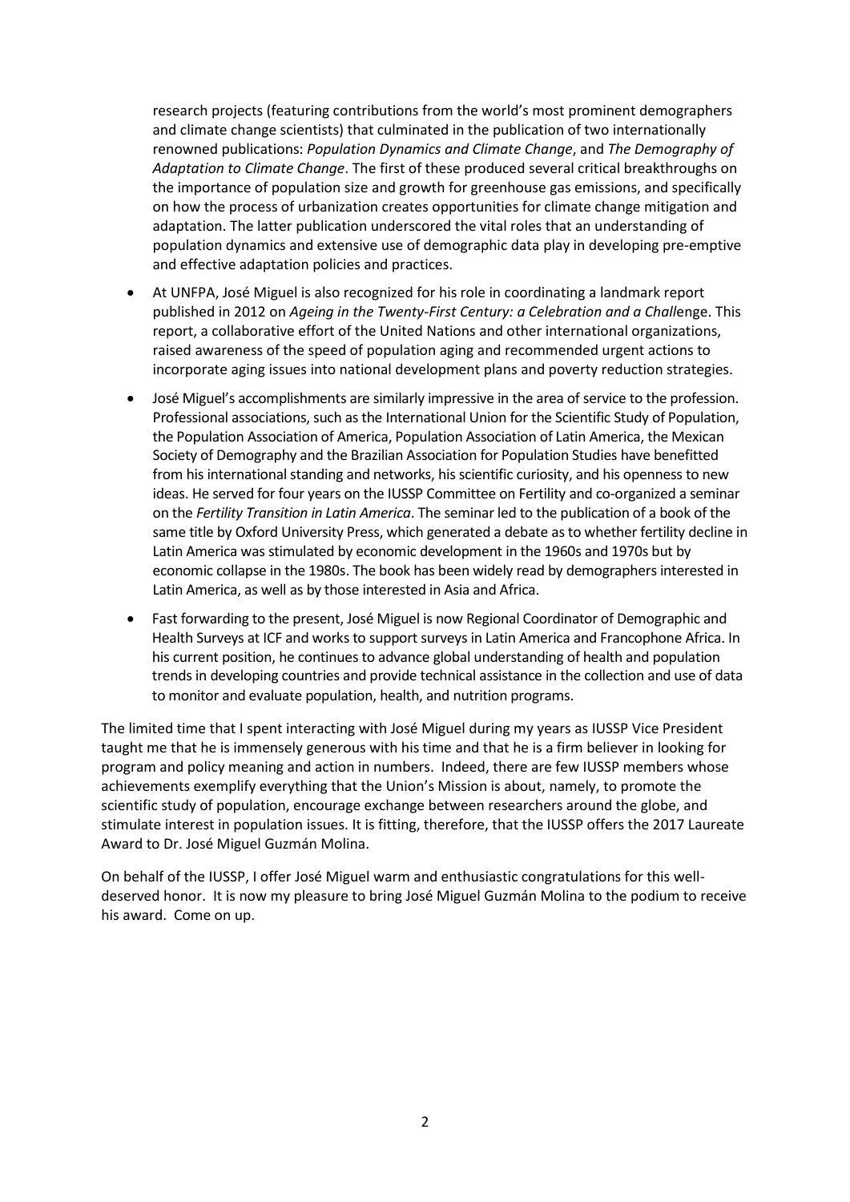research projects (featuring contributions from the world's most prominent demographers and climate change scientists) that culminated in the publication of two internationally renowned publications: *Population Dynamics and Climate Change*, and *The Demography of Adaptation to Climate Change*. The first of these produced several critical breakthroughs on the importance of population size and growth for greenhouse gas emissions, and specifically on how the process of urbanization creates opportunities for climate change mitigation and adaptation. The latter publication underscored the vital roles that an understanding of population dynamics and extensive use of demographic data play in developing pre-emptive and effective adaptation policies and practices.

- At UNFPA, José Miguel is also recognized for his role in coordinating a landmark report published in 2012 on *Ageing in the Twenty-First Century: a Celebration and a Chall*enge. This report, a collaborative effort of the United Nations and other international organizations, raised awareness of the speed of population aging and recommended urgent actions to incorporate aging issues into national development plans and poverty reduction strategies.

- José Miguel's accomplishments are similarly impressive in the area of service to the profession. Professional associations, such as the International Union for the Scientific Study of Population, the Population Association of America, Population Association of Latin America, the Mexican Society of Demography and the Brazilian Association for Population Studies have benefitted from his international standing and networks, his scientific curiosity, and his openness to new ideas. He served for four years on the IUSSP Committee on Fertility and co-organized a seminar on the *Fertility Transition in Latin America*. The seminar led to the publication of a book of the same title by Oxford University Press, which generated a debate as to whether fertility decline in Latin America was stimulated by economic development in the 1960s and 1970s but by economic collapse in the 1980s. The book has been widely read by demographers interested in Latin America, as well as by those interested in Asia and Africa.

- Fast forwarding to the present, José Miguel is now Regional Coordinator of Demographic and Health Surveys at ICF and works to support surveys in Latin America and Francophone Africa. In his current position, he continues to advance global understanding of health and population trends in developing countries and provide technical assistance in the collection and use of data to monitor and evaluate population, health, and nutrition programs.

The limited time that I spent interacting with José Miguel during my years as IUSSP Vice President taught me that he is immensely generous with his time and that he is a firm believer in looking for program and policy meaning and action in numbers. Indeed, there are few IUSSP members whose achievements exemplify everything that the Union's Mission is about, namely, to promote the scientific study of population, encourage exchange between researchers around the globe, and stimulate interest in population issues. It is fitting, therefore, that the IUSSP offers the 2017 Laureate Award to Dr. José Miguel Guzmán Molina.

On behalf of the IUSSP, I offer José Miguel warm and enthusiastic congratulations for this well-deserved honor. It is now my pleasure to bring José Miguel Guzmán Molina to the podium to receive his award. Come on up.